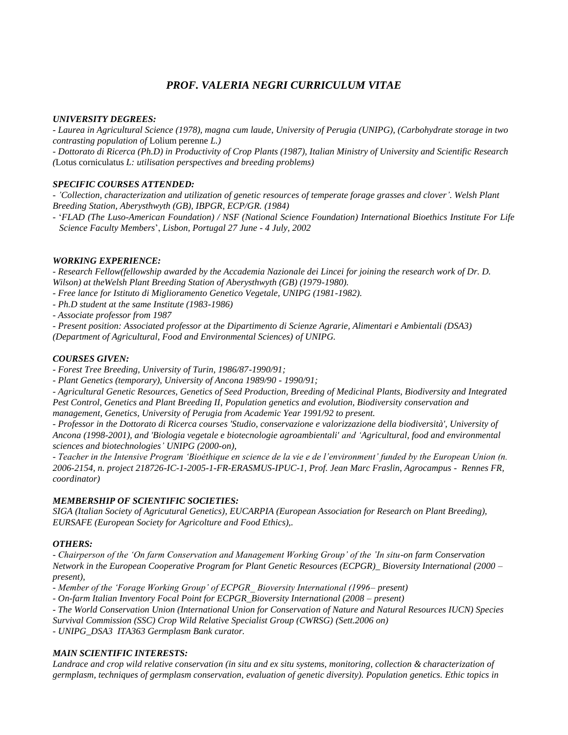# *PROF. VALERIA NEGRI CURRICULUM VITAE*

### *UNIVERSITY DEGREES:*

*- Laurea in Agricultural Science (1978), magna cum laude, University of Perugia (UNIPG), (Carbohydrate storage in two contrasting population of* Lolium perenne *L.)*

*- Dottorato di Ricerca (Ph.D) in Productivity of Crop Plants (1987), Italian Ministry of University and Scientific Research (*Lotus corniculatus *L: utilisation perspectives and breeding problems)*

### *SPECIFIC COURSES ATTENDED:*

*- 'Collection, characterization and utilization of genetic resources of temperate forage grasses and clover'. Welsh Plant Breeding Station, Aberysthwyth (GB), IBPGR, ECP/GR. (1984)*

*- 'FLAD (The Luso-American Foundation) / NSF (National Science Foundation) International Bioethics Institute For Life Science Faculty Members', Lisbon, Portugal 27 June - 4 July, 2002*

### *WORKING EXPERIENCE:*

*- Research Fellow(fellowship awarded by the Accademia Nazionale dei Lincei for joining the research work of Dr. D. Wilson) at theWelsh Plant Breeding Station of Aberysthwyth (GB) (1979-1980).*

*- Free lance for Istituto di Miglioramento Genetico Vegetale, UNIPG (1981-1982).*

*- Ph.D student at the same Institute (1983-1986)*

*- Associate professor from 1987*

*- Present position: Associated professor at the Dipartimento di Scienze Agrarie, Alimentari e Ambientali (DSA3) (Department of Agricultural, Food and Environmental Sciences) of UNIPG.*

### *COURSES GIVEN:*

*- Forest Tree Breeding, University of Turin, 1986/87-1990/91;*

*- Plant Genetics (temporary), University of Ancona 1989/90 - 1990/91;*

*- Agricultural Genetic Resources, Genetics of Seed Production, Breeding of Medicinal Plants, Biodiversity and Integrated Pest Control, Genetics and Plant Breeding II, Population genetics and evolution, Biodiversity conservation and management, Genetics, University of Perugia from Academic Year 1991/92 to present.*

*- Professor in the Dottorato di Ricerca courses 'Studio, conservazione e valorizzazione della biodiversità', University of Ancona (1998-2001), and 'Biologia vegetale e biotecnologie agroambientali' and 'Agricultural, food and environmental sciences and biotechnologies' UNIPG (2000-on),*

*- Teacher in the Intensive Program 'Bioéthique en science de la vie e de l'environment' funded by the European Union (n. 2006-2154, n. project 218726-IC-1-2005-1-FR-ERASMUS-IPUC-1, Prof. Jean Marc Fraslin, Agrocampus - Rennes FR, coordinator)*

### *MEMBERSHIP OF SCIENTIFIC SOCIETIES:*

*SIGA (Italian Society of Agricutural Genetics), EUCARPIA (European Association for Research on Plant Breeding), EURSAFE (European Society for Agricolture and Food Ethics),.*

### *OTHERS:*

*- Chairperson of the 'On farm Conservation and Management Working Group' of the 'In situ-on farm Conservation Network in the European Cooperative Program for Plant Genetic Resources (ECPGR)_ Bioversity International (2000 – present),*

*- Member of the 'Forage Working Group' of ECPGR_ Bioversity International (1996– present)*

*- On-farm Italian Inventory Focal Point for ECPGR_Bioversity International (2008 – present)*

*- The World Conservation Union (International Union for Conservation of Nature and Natural Resources IUCN) Species Survival Commission (SSC) Crop Wild Relative Specialist Group (CWRSG) (Sett.2006 on)*

*- UNIPG_DSA3 ITA363 Germplasm Bank curator.*

### *MAIN SCIENTIFIC INTERESTS:*

*Landrace and crop wild relative conservation (in situ and ex situ systems, monitoring, collection & characterization of germplasm, techniques of germplasm conservation, evaluation of genetic diversity). Population genetics. Ethic topics in*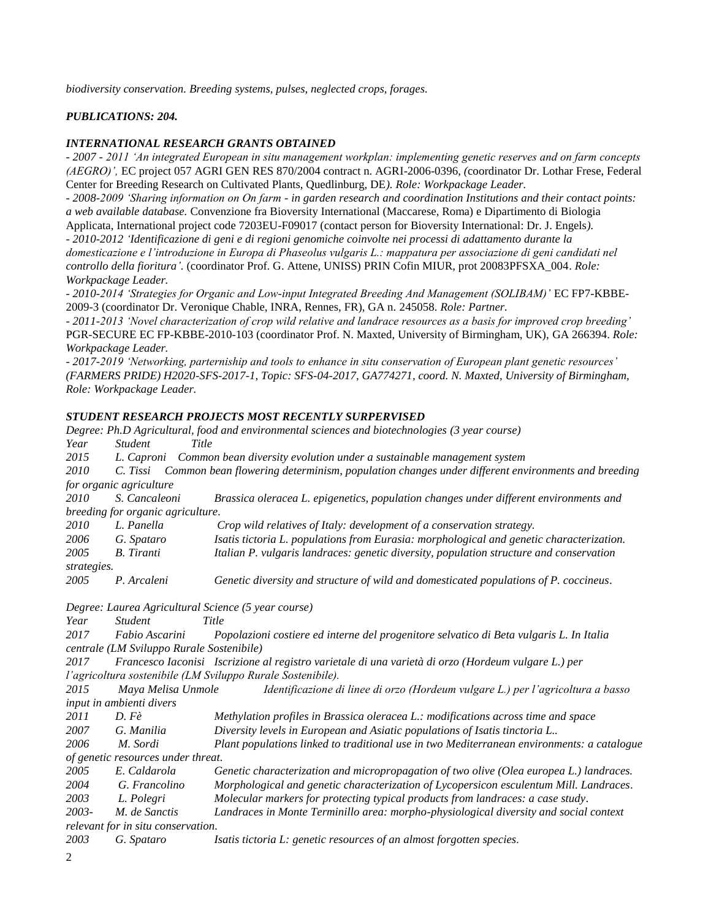*biodiversity conservation. Breeding systems, pulses, neglected crops, forages.*

***PUBLICATIONS: 204.***

***INTERNATIONAL RESEARCH GRANTS OBTAINED***

- *2007 - 2011 'An integrated European in situ management workplan: implementing genetic reserves and on farm concepts (AEGRO)',* EC project 057 AGRI GEN RES 870/2004 contract n. AGRI-2006-0396, *(*coordinator Dr. Lothar Frese, Federal Center for Breeding Research on Cultivated Plants, Quedlinburg, DE*). Role: Workpackage Leader.*
- *2008-2009 'Sharing information on On farm - in garden research and coordination Institutions and their contact points: a web available database.* Convenzione fra Bioversity International (Maccarese, Roma) e Dipartimento di Biologia Applicata, International project code 7203EU-F09017 (contact person for Bioversity International: Dr. J. Engels*).*
- *2010-2012 'Identificazione di geni e di regioni genomiche coinvolte nei processi di adattamento durante la domesticazione e l'introduzione in Europa di Phaseolus vulgaris L.: mappatura per associazione di geni candidati nel controllo della fioritura'.* (coordinator Prof. G. Attene, UNISS) PRIN Cofin MIUR, prot 20083PFSXA_004. *Role: Workpackage Leader.*
- *2010-2014 'Strategies for Organic and Low-input Integrated Breeding And Management (SOLIBAM)'* EC FP7-KBBE-2009-3 (coordinator Dr. Veronique Chable, INRA, Rennes, FR), GA n. 245058. *Role: Partner.*
- *2011-2013 'Novel characterization of crop wild relative and landrace resources as a basis for improved crop breeding'* PGR-SECURE EC FP-KBBE-2010-103 (coordinator Prof. N. Maxted, University of Birmingham, UK), GA 266394. *Role: Workpackage Leader.*
- *2017-2019 'Networking, parternship and tools to enhance in situ conservation of European plant genetic resources' (FARMERS PRIDE) H2020-SFS-2017-1, Topic: SFS-04-2017, GA774271, coord. N. Maxted, University of Birmingham, Role: Workpackage Leader.*

***STUDENT RESEARCH PROJECTS MOST RECENTLY SURPERVISED***

*Degree: Ph.D Agricultural, food and environmental sciences and biotechnologies (3 year course)*

| *Year* | *Student* | *Title* |
|---|---|---|
| *2015* | *L. Caproni* | *Common bean diversity evolution under a sustainable management system* |
| *2010* | *C. Tissi* | *Common bean flowering determinism, population changes under different environments and breeding for organic agriculture* |
| *2010* | *S. Cancaleoni* | *Brassica oleracea L. epigenetics, population changes under different environments and breeding for organic agriculture.* |
| *2010* | *L. Panella* | *Crop wild relatives of Italy: development of a conservation strategy.* |
| *2006* | *G. Spataro* | *Isatis tictoria L. populations from Eurasia: morphological and genetic characterization.* |
| *2005* | *B. Tiranti* | *Italian P. vulgaris landraces: genetic diversity, population structure and conservation strategies.* |
| *2005* | *P. Arcaleni* | *Genetic diversity and structure of wild and domesticated populations of P. coccineus.* |

*Degree: Laurea Agricultural Science (5 year course)*

| *Year* | *Student* | *Title* |
|---|---|---|
| *2017* | *Fabio Ascarini* | *Popolazioni costiere ed interne del progenitore selvatico di Beta vulgaris L. In Italia centrale (LM Sviluppo Rurale Sostenibile)* |
| *2017* | *Francesco Iaconisi* | *Iscrizione al registro varietale di una varietà di orzo (Hordeum vulgare L.) per l'agricoltura sostenibile (LM Sviluppo Rurale Sostenibile).* |
| *2015* | *Maya Melisa Unmole* | *Identificazione di linee di orzo (Hordeum vulgare L.) per l'agricoltura a basso input in ambienti divers* |
| *2011* | *D. Fè* | *Methylation profiles in Brassica oleracea L.: modifications across time and space* |
| *2007* | *G. Manilia* | *Diversity levels in European and Asiatic populations of Isatis tinctoria L..* |
| *2006* | *M. Sordi* | *Plant populations linked to traditional use in two Mediterranean environments: a catalogue of genetic resources under threat.* |
| *2005* | *E. Caldarola* | *Genetic characterization and micropropagation of two olive (Olea europea L.) landraces.* |
| *2004* | *G. Francolino* | *Morphological and genetic characterization of Lycopersicon esculentum Mill. Landraces.* |
| *2003* | *L. Polegri* | *Molecular markers for protecting typical products from landraces: a case study.* |
| *2003-* | *M. de Sanctis* | *Landraces in Monte Terminillo area: morpho-physiological diversity and social context relevant for in situ conservation.* |
| *2003* | *G. Spataro* | *Isatis tictoria L: genetic resources of an almost forgotten species.* |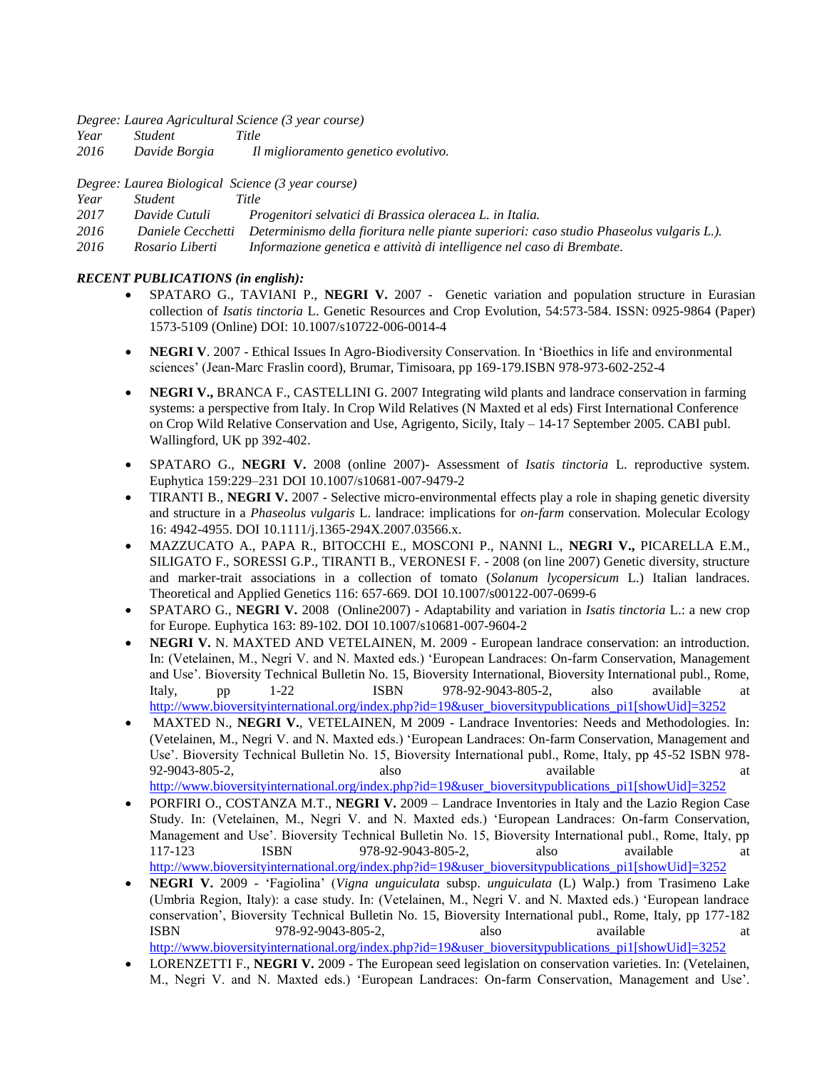*Degree: Laurea Agricultural Science (3 year course)*

| *Year* | *Student* | *Title* |
|---|---|---|
| *2016* | *Davide Borgia* | *Il miglioramento genetico evolutivo.* |

*Degree: Laurea Biological Science (3 year course)*

| *Year* | *Student* | *Title* |
|---|---|---|
| *2017* | *Davide Cutuli* | *Progenitori selvatici di Brassica oleracea L. in Italia.* |
| *2016* | *Daniele Cecchetti* | *Determinismo della fioritura nelle piante superiori: caso studio Phaseolus vulgaris L.).* |
| *2016* | *Rosario Liberti* | *Informazione genetica e attività di intelligence nel caso di Brembate.* |

***RECENT PUBLICATIONS (in english):***

- SPATARO G., TAVIANI P., **NEGRI V.** 2007 - Genetic variation and population structure in Eurasian collection of *Isatis tinctoria* L. Genetic Resources and Crop Evolution, 54:573-584. ISSN: 0925-9864 (Paper) 1573-5109 (Online) DOI: 10.1007/s10722-006-0014-4
- **NEGRI V**. 2007 - Ethical Issues In Agro-Biodiversity Conservation. In 'Bioethics in life and environmental sciences' (Jean-Marc Fraslin coord), Brumar, Timisoara, pp 169-179.ISBN 978-973-602-252-4
- **NEGRI V.,** BRANCA F., CASTELLINI G. 2007 Integrating wild plants and landrace conservation in farming systems: a perspective from Italy. In Crop Wild Relatives (N Maxted et al eds) First International Conference on Crop Wild Relative Conservation and Use, Agrigento, Sicily, Italy – 14-17 September 2005. CABI publ. Wallingford, UK pp 392-402.
- SPATARO G., **NEGRI V.** 2008 (online 2007)- Assessment of *Isatis tinctoria* L. reproductive system. Euphytica 159:229–231 DOI 10.1007/s10681-007-9479-2
- TIRANTI B., **NEGRI V.** 2007 - Selective micro-environmental effects play a role in shaping genetic diversity and structure in a *Phaseolus vulgaris* L. landrace: implications for *on-farm* conservation. Molecular Ecology 16: 4942-4955. DOI 10.1111/j.1365-294X.2007.03566.x.
- MAZZUCATO A., PAPA R., BITOCCHI E., MOSCONI P., NANNI L., **NEGRI V.,** PICARELLA E.M., SILIGATO F., SORESSI G.P., TIRANTI B., VERONESI F. - 2008 (on line 2007) Genetic diversity, structure and marker-trait associations in a collection of tomato (*Solanum lycopersicum* L.) Italian landraces. Theoretical and Applied Genetics 116: 657-669. DOI 10.1007/s00122-007-0699-6
- SPATARO G., **NEGRI V.** 2008 (Online2007) - Adaptability and variation in *Isatis tinctoria* L.: a new crop for Europe. Euphytica 163: 89-102. DOI 10.1007/s10681-007-9604-2
- **NEGRI V.** N. MAXTED AND VETELAINEN, M. 2009 - European landrace conservation: an introduction. In: (Vetelainen, M., Negri V. and N. Maxted eds.) 'European Landraces: On-farm Conservation, Management and Use'. Bioversity Technical Bulletin No. 15, Bioversity International, Bioversity International publ., Rome, Italy, pp 1-22 ISBN 978-92-9043-805-2, also available at http://www.bioversityinternational.org/index.php?id=19&user_bioversitypublications_pi1[showUid]=3252
- MAXTED N., **NEGRI V.**, VETELAINEN, M 2009 - Landrace Inventories: Needs and Methodologies. In: (Vetelainen, M., Negri V. and N. Maxted eds.) 'European Landraces: On-farm Conservation, Management and Use'. Bioversity Technical Bulletin No. 15, Bioversity International publ., Rome, Italy, pp 45-52 ISBN 978-92-9043-805-2, also available at http://www.bioversityinternational.org/index.php?id=19&user_bioversitypublications_pi1[showUid]=3252
- PORFIRI O., COSTANZA M.T., **NEGRI V.** 2009 – Landrace Inventories in Italy and the Lazio Region Case Study. In: (Vetelainen, M., Negri V. and N. Maxted eds.) 'European Landraces: On-farm Conservation, Management and Use'. Bioversity Technical Bulletin No. 15, Bioversity International publ., Rome, Italy, pp 117-123 ISBN 978-92-9043-805-2, also available at http://www.bioversityinternational.org/index.php?id=19&user_bioversitypublications_pi1[showUid]=3252
- **NEGRI V.** 2009 - 'Fagiolina' (*Vigna unguiculata* subsp. *unguiculata* (L) Walp.) from Trasimeno Lake (Umbria Region, Italy): a case study. In: (Vetelainen, M., Negri V. and N. Maxted eds.) 'European landrace conservation', Bioversity Technical Bulletin No. 15, Bioversity International publ., Rome, Italy, pp 177-182 ISBN 978-92-9043-805-2, also available at http://www.bioversityinternational.org/index.php?id=19&user_bioversitypublications_pi1[showUid]=3252
- LORENZETTI F., **NEGRI V.** 2009 - The European seed legislation on conservation varieties. In: (Vetelainen, M., Negri V. and N. Maxted eds.) 'European Landraces: On-farm Conservation, Management and Use'.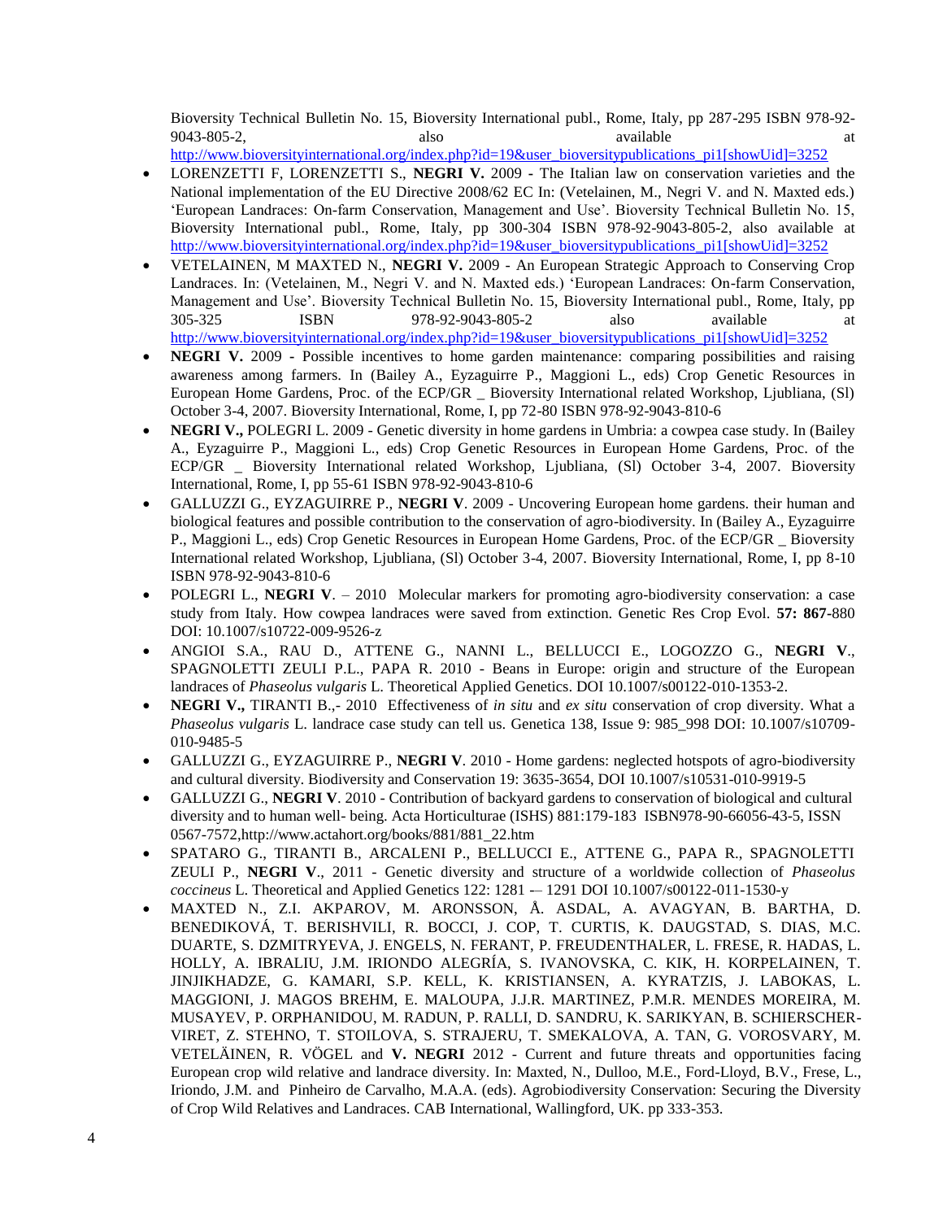Bioversity Technical Bulletin No. 15, Bioversity International publ., Rome, Italy, pp 287-295 ISBN 978-92-9043-805-2, also available at http://www.bioversityinternational.org/index.php?id=19&user_bioversitypublications_pi1[showUid]=3252

- LORENZETTI F, LORENZETTI S., **NEGRI V.** 2009 - The Italian law on conservation varieties and the National implementation of the EU Directive 2008/62 EC In: (Vetelainen, M., Negri V. and N. Maxted eds.) 'European Landraces: On-farm Conservation, Management and Use'. Bioversity Technical Bulletin No. 15, Bioversity International publ., Rome, Italy, pp 300-304 ISBN 978-92-9043-805-2, also available at http://www.bioversityinternational.org/index.php?id=19&user_bioversitypublications_pi1[showUid]=3252
- VETELAINEN, M MAXTED N., **NEGRI V.** 2009 - An European Strategic Approach to Conserving Crop Landraces. In: (Vetelainen, M., Negri V. and N. Maxted eds.) 'European Landraces: On-farm Conservation, Management and Use'. Bioversity Technical Bulletin No. 15, Bioversity International publ., Rome, Italy, pp 305-325 ISBN 978-92-9043-805-2 also available at http://www.bioversityinternational.org/index.php?id=19&user_bioversitypublications_pi1[showUid]=3252
- **NEGRI V.** 2009 **-** Possible incentives to home garden maintenance: comparing possibilities and raising awareness among farmers. In (Bailey A., Eyzaguirre P., Maggioni L., eds) Crop Genetic Resources in European Home Gardens, Proc. of the ECP/GR _ Bioversity International related Workshop, Ljubliana, (Sl) October 3-4, 2007. Bioversity International, Rome, I, pp 72-80 ISBN 978-92-9043-810-6
- **NEGRI V.,** POLEGRI L. 2009 - Genetic diversity in home gardens in Umbria: a cowpea case study. In (Bailey A., Eyzaguirre P., Maggioni L., eds) Crop Genetic Resources in European Home Gardens, Proc. of the ECP/GR _ Bioversity International related Workshop, Ljubliana, (Sl) October 3-4, 2007. Bioversity International, Rome, I, pp 55-61 ISBN 978-92-9043-810-6
- GALLUZZI G., EYZAGUIRRE P., **NEGRI V**. 2009 - Uncovering European home gardens. their human and biological features and possible contribution to the conservation of agro-biodiversity. In (Bailey A., Eyzaguirre P., Maggioni L., eds) Crop Genetic Resources in European Home Gardens, Proc. of the ECP/GR _ Bioversity International related Workshop, Ljubliana, (Sl) October 3-4, 2007. Bioversity International, Rome, I, pp 8-10 ISBN 978-92-9043-810-6
- POLEGRI L., **NEGRI V**. – 2010 Molecular markers for promoting agro-biodiversity conservation: a case study from Italy. How cowpea landraces were saved from extinction. Genetic Res Crop Evol. **57: 867**-880 DOI: 10.1007/s10722-009-9526-z
- ANGIOI S.A., RAU D., ATTENE G., NANNI L., BELLUCCI E., LOGOZZO G., **NEGRI V**., SPAGNOLETTI ZEULI P.L., PAPA R. 2010 - Beans in Europe: origin and structure of the European landraces of *Phaseolus vulgaris* L. Theoretical Applied Genetics. DOI 10.1007/s00122-010-1353-2.
- **NEGRI V.,** TIRANTI B.,- 2010 Effectiveness of *in situ* and *ex situ* conservation of crop diversity. What a *Phaseolus vulgaris* L. landrace case study can tell us. Genetica 138, Issue 9: 985_998 DOI: 10.1007/s10709-010-9485-5
- GALLUZZI G., EYZAGUIRRE P., **NEGRI V**. 2010 - Home gardens: neglected hotspots of agro-biodiversity and cultural diversity. Biodiversity and Conservation 19: 3635-3654, DOI 10.1007/s10531-010-9919-5
- GALLUZZI G., **NEGRI V**. 2010 - Contribution of backyard gardens to conservation of biological and cultural diversity and to human well- being. Acta Horticulturae (ISHS) 881:179-183 ISBN978-90-66056-43-5, ISSN 0567-7572,http://www.actahort.org/books/881/881_22.htm
- SPATARO G., TIRANTI B., ARCALENI P., BELLUCCI E., ATTENE G., PAPA R., SPAGNOLETTI ZEULI P., **NEGRI V**., 2011 - Genetic diversity and structure of a worldwide collection of *Phaseolus coccineus* L. Theoretical and Applied Genetics 122: 1281 -– 1291 DOI 10.1007/s00122-011-1530-y
- MAXTED N., Z.I. AKPAROV, M. ARONSSON, Å. ASDAL, A. AVAGYAN, B. BARTHA, D. BENEDIKOVÁ, T. BERISHVILI, R. BOCCI, J. COP, T. CURTIS, K. DAUGSTAD, S. DIAS, M.C. DUARTE, S. DZMITRYEVA, J. ENGELS, N. FERANT, P. FREUDENTHALER, L. FRESE, R. HADAS, L. HOLLY, A. IBRALIU, J.M. IRIONDO ALEGRÍA, S. IVANOVSKA, C. KIK, H. KORPELAINEN, T. JINJIKHADZE, G. KAMARI, S.P. KELL, K. KRISTIANSEN, A. KYRATZIS, J. LABOKAS, L. MAGGIONI, J. MAGOS BREHM, E. MALOUPA, J.J.R. MARTINEZ, P.M.R. MENDES MOREIRA, M. MUSAYEV, P. ORPHANIDOU, M. RADUN, P. RALLI, D. SANDRU, K. SARIKYAN, B. SCHIERSCHER-VIRET, Z. STEHNO, T. STOILOVA, S. STRAJERU, T. SMEKALOVA, A. TAN, G. VOROSVARY, M. VETELÄINEN, R. VÖGEL and **V. NEGRI** 2012 - Current and future threats and opportunities facing European crop wild relative and landrace diversity. In: Maxted, N., Dulloo, M.E., Ford-Lloyd, B.V., Frese, L., Iriondo, J.M. and Pinheiro de Carvalho, M.A.A. (eds). Agrobiodiversity Conservation: Securing the Diversity of Crop Wild Relatives and Landraces. CAB International, Wallingford, UK. pp 333-353.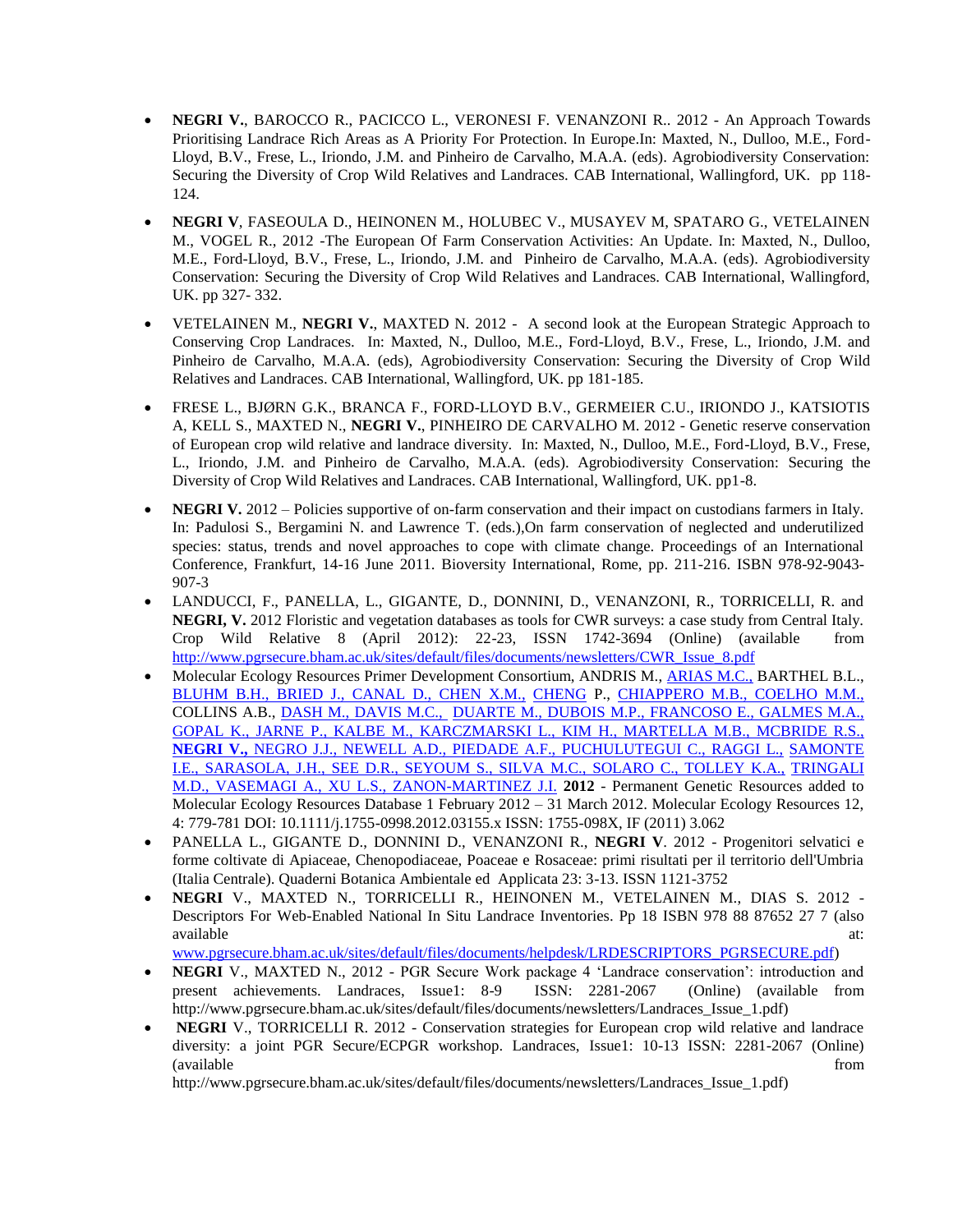- **NEGRI V.**, BAROCCO R., PACICCO L., VERONESI F. VENANZONI R.. 2012 - An Approach Towards Prioritising Landrace Rich Areas as A Priority For Protection. In Europe.In: Maxted, N., Dulloo, M.E., Ford-Lloyd, B.V., Frese, L., Iriondo, J.M. and Pinheiro de Carvalho, M.A.A. (eds). Agrobiodiversity Conservation: Securing the Diversity of Crop Wild Relatives and Landraces. CAB International, Wallingford, UK. pp 118-124.

- **NEGRI V**, FASEOULA D., HEINONEN M., HOLUBEC V., MUSAYEV M, SPATARO G., VETELAINEN M., VOGEL R., 2012 -The European Of Farm Conservation Activities: An Update. In: Maxted, N., Dulloo, M.E., Ford-Lloyd, B.V., Frese, L., Iriondo, J.M. and Pinheiro de Carvalho, M.A.A. (eds). Agrobiodiversity Conservation: Securing the Diversity of Crop Wild Relatives and Landraces. CAB International, Wallingford, UK. pp 327- 332.

- VETELAINEN M., **NEGRI V.**, MAXTED N. 2012 - A second look at the European Strategic Approach to Conserving Crop Landraces. In: Maxted, N., Dulloo, M.E., Ford-Lloyd, B.V., Frese, L., Iriondo, J.M. and Pinheiro de Carvalho, M.A.A. (eds), Agrobiodiversity Conservation: Securing the Diversity of Crop Wild Relatives and Landraces. CAB International, Wallingford, UK. pp 181-185.

- FRESE L., BJØRN G.K., BRANCA F., FORD-LLOYD B.V., GERMEIER C.U., IRIONDO J., KATSIOTIS A, KELL S., MAXTED N., **NEGRI V.**, PINHEIRO DE CARVALHO M. 2012 - Genetic reserve conservation of European crop wild relative and landrace diversity. In: Maxted, N., Dulloo, M.E., Ford-Lloyd, B.V., Frese, L., Iriondo, J.M. and Pinheiro de Carvalho, M.A.A. (eds). Agrobiodiversity Conservation: Securing the Diversity of Crop Wild Relatives and Landraces. CAB International, Wallingford, UK. pp1-8.

- **NEGRI V.** 2012 – Policies supportive of on-farm conservation and their impact on custodians farmers in Italy. In: Padulosi S., Bergamini N. and Lawrence T. (eds.),On farm conservation of neglected and underutilized species: status, trends and novel approaches to cope with climate change. Proceedings of an International Conference, Frankfurt, 14-16 June 2011. Bioversity International, Rome, pp. 211-216. ISBN 978-92-9043-907-3
- LANDUCCI, F., PANELLA, L., GIGANTE, D., DONNINI, D., VENANZONI, R., TORRICELLI, R. and **NEGRI, V.** 2012 Floristic and vegetation databases as tools for CWR surveys: a case study from Central Italy. Crop Wild Relative 8 (April 2012): 22-23, ISSN 1742-3694 (Online) (available from http://www.pgrsecure.bham.ac.uk/sites/default/files/documents/newsletters/CWR_Issue_8.pdf
- Molecular Ecology Resources Primer Development Consortium, ANDRIS M., ARIAS M.C., BARTHEL B.L., BLUHM B.H., BRIED J., CANAL D., CHEN X.M., CHENG P., CHIAPPERO M.B., COELHO M.M., COLLINS A.B., DASH M., DAVIS M.C., DUARTE M., DUBOIS M.P., FRANCOSO E., GALMES M.A., GOPAL K., JARNE P., KALBE M., KARCZMARSKI L., KIM H., MARTELLA M.B., MCBRIDE R.S., **NEGRI V.,** NEGRO J.J., NEWELL A.D., PIEDADE A.F., PUCHULUTEGUI C., RAGGI L., SAMONTE I.E., SARASOLA, J.H., SEE D.R., SEYOUM S., SILVA M.C., SOLARO C., TOLLEY K.A., TRINGALI M.D., VASEMAGI A., XU L.S., ZANON-MARTINEZ J.I. **2012** - Permanent Genetic Resources added to Molecular Ecology Resources Database 1 February 2012 – 31 March 2012. Molecular Ecology Resources 12, 4: 779-781 DOI: 10.1111/j.1755-0998.2012.03155.x ISSN: 1755-098X, IF (2011) 3.062
- PANELLA L., GIGANTE D., DONNINI D., VENANZONI R., **NEGRI V**. 2012 - Progenitori selvatici e forme coltivate di Apiaceae, Chenopodiaceae, Poaceae e Rosaceae: primi risultati per il territorio dell'Umbria (Italia Centrale). Quaderni Botanica Ambientale ed Applicata 23: 3-13. ISSN 1121-3752
- **NEGRI** V., MAXTED N., TORRICELLI R., HEINONEN M., VETELAINEN M., DIAS S. 2012 - Descriptors For Web-Enabled National In Situ Landrace Inventories. Pp 18 ISBN 978 88 87652 27 7 (also available at: www.pgrsecure.bham.ac.uk/sites/default/files/documents/helpdesk/LRDESCRIPTORS_PGRSECURE.pdf)
- **NEGRI** V., MAXTED N., 2012 - PGR Secure Work package 4 'Landrace conservation': introduction and present achievements. Landraces, Issue1: 8-9 ISSN: 2281-2067 (Online) (available from http://www.pgrsecure.bham.ac.uk/sites/default/files/documents/newsletters/Landraces_Issue_1.pdf)
- **NEGRI** V., TORRICELLI R. 2012 - Conservation strategies for European crop wild relative and landrace diversity: a joint PGR Secure/ECPGR workshop. Landraces, Issue1: 10-13 ISSN: 2281-2067 (Online) (available from http://www.pgrsecure.bham.ac.uk/sites/default/files/documents/newsletters/Landraces_Issue_1.pdf)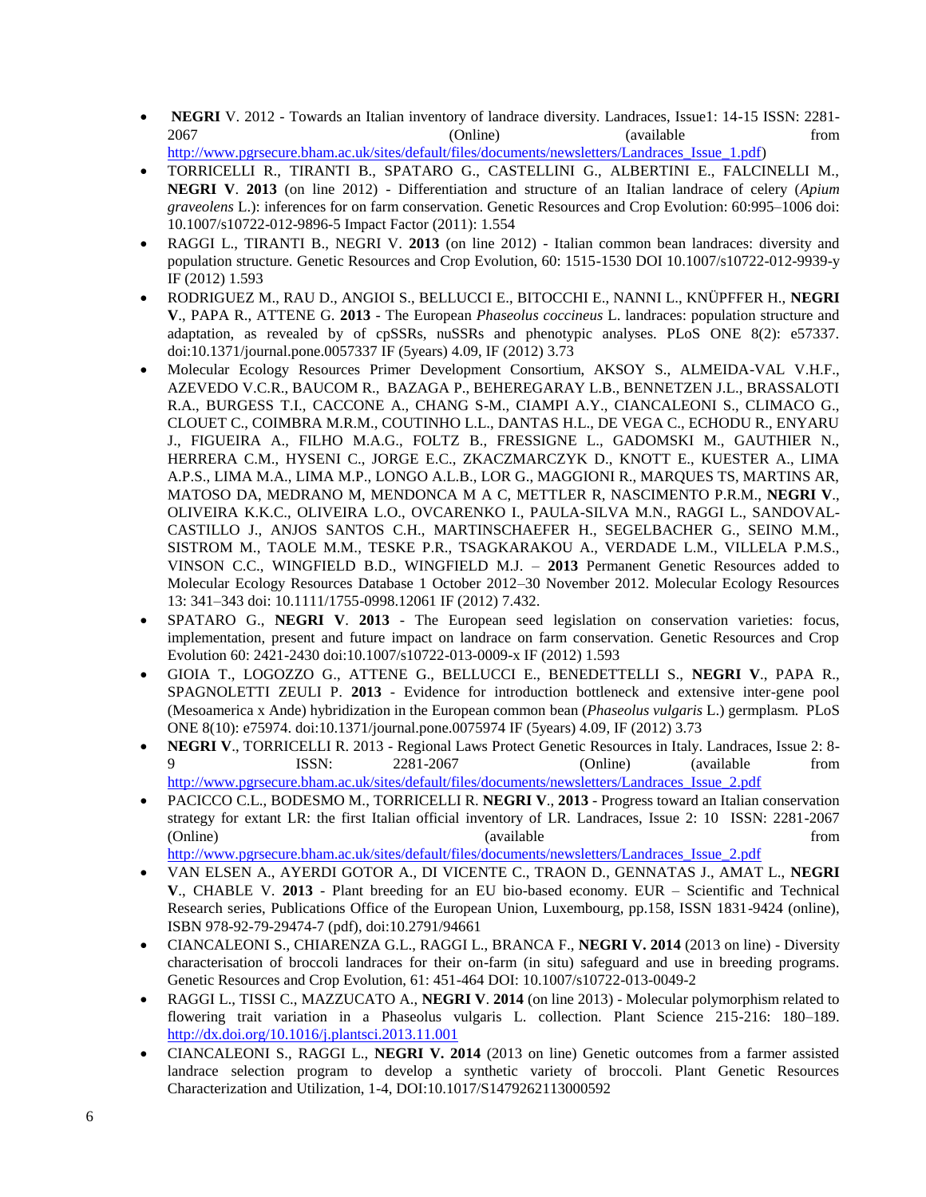- **NEGRI** V. 2012 - Towards an Italian inventory of landrace diversity. Landraces, Issue1: 14-15 ISSN: 2281-2067 (Online) (available from http://www.pgrsecure.bham.ac.uk/sites/default/files/documents/newsletters/Landraces_Issue_1.pdf)
- TORRICELLI R., TIRANTI B., SPATARO G., CASTELLINI G., ALBERTINI E., FALCINELLI M., **NEGRI V**. **2013** (on line 2012) - Differentiation and structure of an Italian landrace of celery (*Apium graveolens* L.): inferences for on farm conservation. Genetic Resources and Crop Evolution: 60:995–1006 doi: 10.1007/s10722-012-9896-5 Impact Factor (2011): 1.554
- RAGGI L., TIRANTI B., NEGRI V. **2013** (on line 2012) - Italian common bean landraces: diversity and population structure. Genetic Resources and Crop Evolution, 60: 1515-1530 DOI 10.1007/s10722-012-9939-y IF (2012) 1.593
- RODRIGUEZ M., RAU D., ANGIOI S., BELLUCCI E., BITOCCHI E., NANNI L., KNÜPFFER H., **NEGRI V**., PAPA R., ATTENE G. **2013** - The European *Phaseolus coccineus* L. landraces: population structure and adaptation, as revealed by of cpSSRs, nuSSRs and phenotypic analyses. PLoS ONE 8(2): e57337. doi:10.1371/journal.pone.0057337 IF (5years) 4.09, IF (2012) 3.73
- Molecular Ecology Resources Primer Development Consortium, AKSOY S., ALMEIDA-VAL V.H.F., AZEVEDO V.C.R., BAUCOM R., BAZAGA P., BEHEREGARAY L.B., BENNETZEN J.L., BRASSALOTI R.A., BURGESS T.I., CACCONE A., CHANG S-M., CIAMPI A.Y., CIANCALEONI S., CLIMACO G., CLOUET C., COIMBRA M.R.M., COUTINHO L.L., DANTAS H.L., DE VEGA C., ECHODU R., ENYARU J., FIGUEIRA A., FILHO M.A.G., FOLTZ B., FRESSIGNE L., GADOMSKI M., GAUTHIER N., HERRERA C.M., HYSENI C., JORGE E.C., ZKACZMARCZYK D., KNOTT E., KUESTER A., LIMA A.P.S., LIMA M.A., LIMA M.P., LONGO A.L.B., LOR G., MAGGIONI R., MARQUES TS, MARTINS AR, MATOSO DA, MEDRANO M, MENDONCA M A C, METTLER R, NASCIMENTO P.R.M., **NEGRI V**., OLIVEIRA K.K.C., OLIVEIRA L.O., OVCARENKO I., PAULA-SILVA M.N., RAGGI L., SANDOVAL-CASTILLO J., ANJOS SANTOS C.H., MARTINSCHAEFER H., SEGELBACHER G., SEINO M.M., SISTROM M., TAOLE M.M., TESKE P.R., TSAGKARAKOU A., VERDADE L.M., VILLELA P.M.S., VINSON C.C., WINGFIELD B.D., WINGFIELD M.J. – **2013** Permanent Genetic Resources added to Molecular Ecology Resources Database 1 October 2012–30 November 2012. Molecular Ecology Resources 13: 341–343 doi: 10.1111/1755-0998.12061 IF (2012) 7.432.
- SPATARO G., **NEGRI V**. **2013** - The European seed legislation on conservation varieties: focus, implementation, present and future impact on landrace on farm conservation. Genetic Resources and Crop Evolution 60: 2421-2430 doi:10.1007/s10722-013-0009-x IF (2012) 1.593
- GIOIA T., LOGOZZO G., ATTENE G., BELLUCCI E., BENEDETTELLI S., **NEGRI V**., PAPA R., SPAGNOLETTI ZEULI P. **2013** - Evidence for introduction bottleneck and extensive inter-gene pool (Mesoamerica x Ande) hybridization in the European common bean (*Phaseolus vulgaris* L.) germplasm. PLoS ONE 8(10): e75974. doi:10.1371/journal.pone.0075974 IF (5years) 4.09, IF (2012) 3.73
- **NEGRI V**., TORRICELLI R. 2013 - Regional Laws Protect Genetic Resources in Italy. Landraces, Issue 2: 8-9 ISSN: 2281-2067 (Online) (available from http://www.pgrsecure.bham.ac.uk/sites/default/files/documents/newsletters/Landraces_Issue_2.pdf
- PACICCO C.L., BODESMO M., TORRICELLI R. **NEGRI V**., **2013** - Progress toward an Italian conservation strategy for extant LR: the first Italian official inventory of LR. Landraces, Issue 2: 10 ISSN: 2281-2067 (Online) (available from http://www.pgrsecure.bham.ac.uk/sites/default/files/documents/newsletters/Landraces_Issue_2.pdf
- VAN ELSEN A., AYERDI GOTOR A., DI VICENTE C., TRAON D., GENNATAS J., AMAT L., **NEGRI V**., CHABLE V. **2013** - Plant breeding for an EU bio-based economy. EUR – Scientific and Technical Research series, Publications Office of the European Union, Luxembourg, pp.158, ISSN 1831-9424 (online), ISBN 978-92-79-29474-7 (pdf), doi:10.2791/94661
- CIANCALEONI S., CHIARENZA G.L., RAGGI L., BRANCA F., **NEGRI V. 2014** (2013 on line) - Diversity characterisation of broccoli landraces for their on-farm (in situ) safeguard and use in breeding programs. Genetic Resources and Crop Evolution, 61: 451-464 DOI: 10.1007/s10722-013-0049-2
- RAGGI L., TISSI C., MAZZUCATO A., **NEGRI V**. **2014** (on line 2013) - Molecular polymorphism related to flowering trait variation in a Phaseolus vulgaris L. collection. Plant Science 215-216: 180–189. http://dx.doi.org/10.1016/j.plantsci.2013.11.001
- CIANCALEONI S., RAGGI L., **NEGRI V. 2014** (2013 on line) Genetic outcomes from a farmer assisted landrace selection program to develop a synthetic variety of broccoli. Plant Genetic Resources Characterization and Utilization, 1-4, DOI:10.1017/S1479262113000592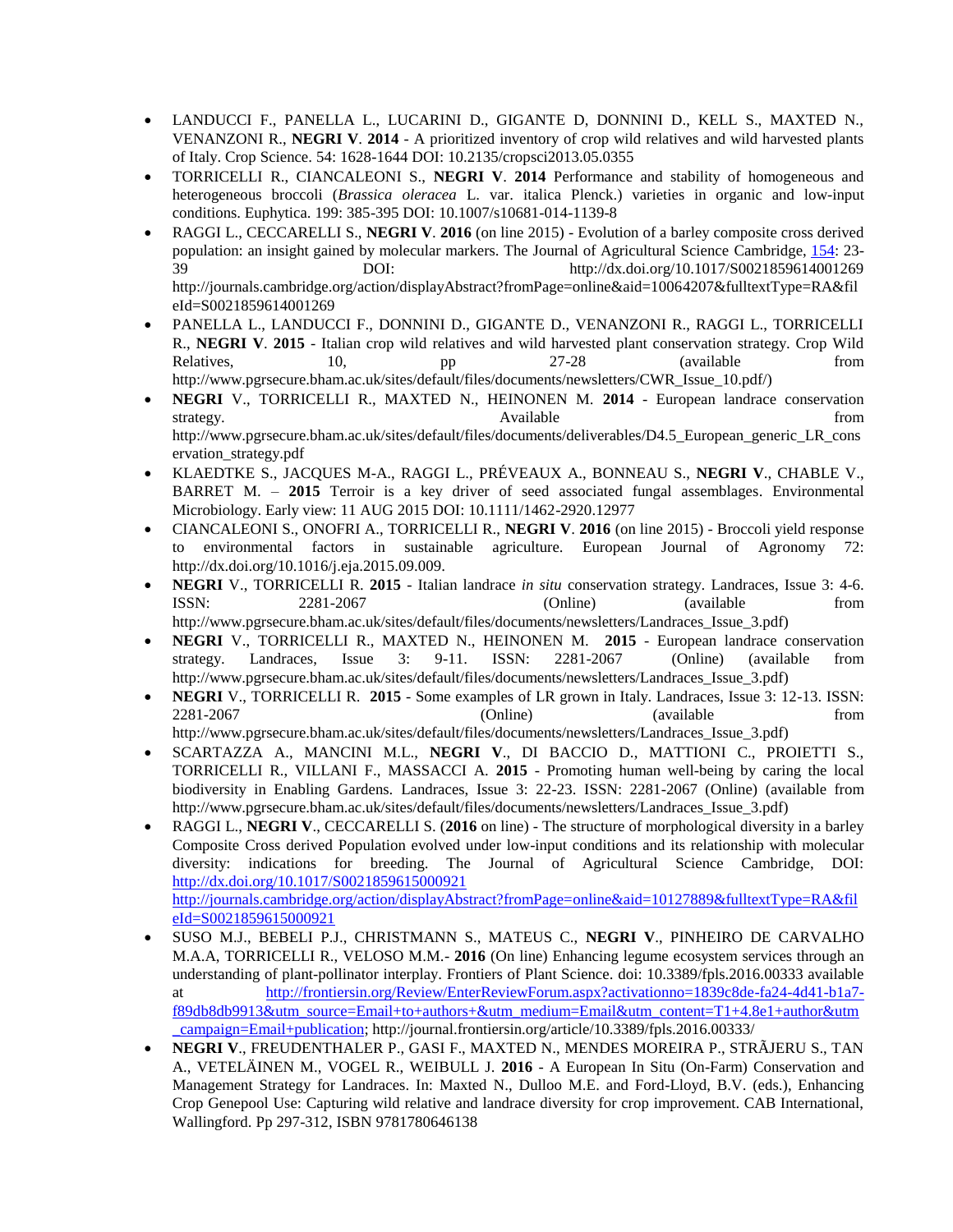- LANDUCCI F., PANELLA L., LUCARINI D., GIGANTE D, DONNINI D., KELL S., MAXTED N., VENANZONI R., **NEGRI V**. **2014** - A prioritized inventory of crop wild relatives and wild harvested plants of Italy. Crop Science. 54: 1628-1644 DOI: 10.2135/cropsci2013.05.0355
- TORRICELLI R., CIANCALEONI S., **NEGRI V**. **2014** Performance and stability of homogeneous and heterogeneous broccoli (*Brassica oleracea* L. var. italica Plenck.) varieties in organic and low-input conditions. Euphytica. 199: 385-395 DOI: 10.1007/s10681-014-1139-8
- RAGGI L., CECCARELLI S., **NEGRI V**. **2016** (on line 2015) - Evolution of a barley composite cross derived population: an insight gained by molecular markers. The Journal of Agricultural Science Cambridge, 154: 23-39 DOI: http://dx.doi.org/10.1017/S0021859614001269 http://journals.cambridge.org/action/displayAbstract?fromPage=online&aid=10064207&fulltextType=RA&fileId=S0021859614001269
- PANELLA L., LANDUCCI F., DONNINI D., GIGANTE D., VENANZONI R., RAGGI L., TORRICELLI R., **NEGRI V**. **2015** - Italian crop wild relatives and wild harvested plant conservation strategy. Crop Wild Relatives, 10, pp 27-28 (available from http://www.pgrsecure.bham.ac.uk/sites/default/files/documents/newsletters/CWR_Issue_10.pdf/)
- **NEGRI** V., TORRICELLI R., MAXTED N., HEINONEN M. **2014** - European landrace conservation strategy. Available from http://www.pgrsecure.bham.ac.uk/sites/default/files/documents/deliverables/D4.5_European_generic_LR_conservation_strategy.pdf
- KLAEDTKE S., JACQUES M-A., RAGGI L., PRÉVEAUX A., BONNEAU S., **NEGRI V**., CHABLE V., BARRET M. – **2015** Terroir is a key driver of seed associated fungal assemblages. Environmental Microbiology. Early view: 11 AUG 2015 DOI: 10.1111/1462-2920.12977
- CIANCALEONI S., ONOFRI A., TORRICELLI R., **NEGRI V**. **2016** (on line 2015) - Broccoli yield response to environmental factors in sustainable agriculture. European Journal of Agronomy 72: http://dx.doi.org/10.1016/j.eja.2015.09.009.
- **NEGRI** V., TORRICELLI R. **2015** - Italian landrace *in situ* conservation strategy. Landraces, Issue 3: 4-6. ISSN: 2281-2067 (Online) (available from http://www.pgrsecure.bham.ac.uk/sites/default/files/documents/newsletters/Landraces_Issue_3.pdf)
- **NEGRI** V., TORRICELLI R., MAXTED N., HEINONEN M. **2015** - European landrace conservation strategy. Landraces, Issue 3: 9-11. ISSN: 2281-2067 (Online) (available from http://www.pgrsecure.bham.ac.uk/sites/default/files/documents/newsletters/Landraces_Issue_3.pdf)
- **NEGRI** V., TORRICELLI R. **2015** - Some examples of LR grown in Italy. Landraces, Issue 3: 12-13. ISSN: 2281-2067 (Online) (available from http://www.pgrsecure.bham.ac.uk/sites/default/files/documents/newsletters/Landraces_Issue_3.pdf)
- SCARTAZZA A., MANCINI M.L., **NEGRI V**., DI BACCIO D., MATTIONI C., PROIETTI S., TORRICELLI R., VILLANI F., MASSACCI A. **2015** - Promoting human well-being by caring the local biodiversity in Enabling Gardens. Landraces, Issue 3: 22-23. ISSN: 2281-2067 (Online) (available from http://www.pgrsecure.bham.ac.uk/sites/default/files/documents/newsletters/Landraces_Issue_3.pdf)
- RAGGI L., **NEGRI V**., CECCARELLI S. (**2016** on line) - The structure of morphological diversity in a barley Composite Cross derived Population evolved under low-input conditions and its relationship with molecular diversity: indications for breeding. The Journal of Agricultural Science Cambridge, DOI: http://dx.doi.org/10.1017/S0021859615000921 http://journals.cambridge.org/action/displayAbstract?fromPage=online&aid=10127889&fulltextType=RA&fileId=S0021859615000921
- SUSO M.J., BEBELI P.J., CHRISTMANN S., MATEUS C., **NEGRI V**., PINHEIRO DE CARVALHO M.A.A, TORRICELLI R., VELOSO M.M.- **2016** (On line) Enhancing legume ecosystem services through an understanding of plant-pollinator interplay. Frontiers of Plant Science. doi: 10.3389/fpls.2016.00333 available at http://frontiersin.org/Review/EnterReviewForum.aspx?activationno=1839c8de-fa24-4d41-b1a7-f89db8db9913&utm_source=Email+to+authors+&utm_medium=Email&utm_content=T1+4.8e1+author&utm_campaign=Email+publication; http://journal.frontiersin.org/article/10.3389/fpls.2016.00333/
- **NEGRI V**., FREUDENTHALER P., GASI F., MAXTED N., MENDES MOREIRA P., STRĂJERU S., TAN A., VETELÄINEN M., VOGEL R., WEIBULL J. **2016** - A European In Situ (On-Farm) Conservation and Management Strategy for Landraces. In: Maxted N., Dulloo M.E. and Ford-Lloyd, B.V. (eds.), Enhancing Crop Genepool Use: Capturing wild relative and landrace diversity for crop improvement. CAB International, Wallingford. Pp 297-312, ISBN 9781780646138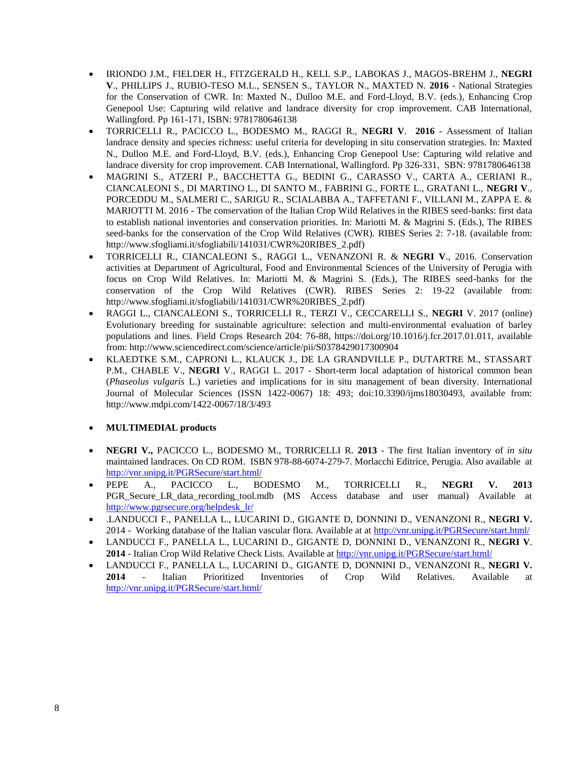- IRIONDO J.M., FIELDER H., FITZGERALD H., KELL S.P., LABOKAS J., MAGOS-BREHM J., **NEGRI V**., PHILLIPS J., RUBIO-TESO M.L., SENSEN S., TAYLOR N., MAXTED N. **2016** - National Strategies for the Conservation of CWR. In: Maxted N., Dulloo M.E. and Ford-Lloyd, B.V. (eds.), Enhancing Crop Genepool Use: Capturing wild relative and landrace diversity for crop improvement. CAB International, Wallingford. Pp 161-171, ISBN: 9781780646138
- TORRICELLI R., PACICCO L., BODESMO M., RAGGI R., **NEGRI V**. **2016** - Assessment of Italian landrace density and species richness: useful criteria for developing in situ conservation strategies. In: Maxted N., Dulloo M.E. and Ford-Lloyd, B.V. (eds.), Enhancing Crop Genepool Use: Capturing wild relative and landrace diversity for crop improvement. CAB International, Wallingford. Pp 326-331, SBN: 9781780646138
- MAGRINI S., ATZERI P., BACCHETTA G., BEDINI G., CARASSO V., CARTA A., CERIANI R., CIANCALEONI S., DI MARTINO L., DI SANTO M., FABRINI G., FORTE L., GRATANI L., **NEGRI V**., PORCEDDU M., SALMERI C., SARIGU R., SCIALABBA A., TAFFETANI F., VILLANI M., ZAPPA E. & MARIOTTI M. 2016 - The conservation of the Italian Crop Wild Relatives in the RIBES seed-banks: first data to establish national inventories and conservation priorities. In: Mariotti M. & Magrini S. (Eds.), The RIBES seed-banks for the conservation of the Crop Wild Relatives (CWR). RIBES Series 2: 7-18. (available from: http://www.sfogliami.it/sfogliabili/141031/CWR%20RIBES_2.pdf)
- TORRICELLI R., CIANCALEONI S., RAGGI L., VENANZONI R. & **NEGRI V**., 2016. Conservation activities at Department of Agricultural, Food and Environmental Sciences of the University of Perugia with focus on Crop Wild Relatives. In: Mariotti M. & Magrini S. (Eds.), The RIBES seed-banks for the conservation of the Crop Wild Relatives (CWR). RIBES Series 2: 19-22 (available from: http://www.sfogliami.it/sfogliabili/141031/CWR%20RIBES_2.pdf)
- RAGGI L., CIANCALEONI S., TORRICELLI R., TERZI V., CECCARELLI S., **NEGRI** V. 2017 (online) Evolutionary breeding for sustainable agriculture: selection and multi-environmental evaluation of barley populations and lines. Field Crops Research 204: 76-88, https://doi.org/10.1016/j.fcr.2017.01.011, available from: http://www.sciencedirect.com/science/article/pii/S0378429017300904
- KLAEDTKE S.M., CAPRONI L., KLAUCK J., DE LA GRANDVILLE P., DUTARTRE M., STASSART P.M., CHABLE V., **NEGRI** V., RAGGI L. 2017 - Short-term local adaptation of historical common bean (*Phaseolus vulgaris* L.) varieties and implications for in situ management of bean diversity. International Journal of Molecular Sciences (ISSN 1422-0067) 18: 493; doi:10.3390/ijms18030493, available from: http://www.mdpi.com/1422-0067/18/3/493

- **MULTIMEDIAL products**

- **NEGRI V.,** PACICCO L., BODESMO M., TORRICELLI R. **2013** - The first Italian inventory of *in situ* maintained landraces. On CD ROM. ISBN 978-88-6074-279-7. Morlacchi Editrice, Perugia. Also available at http://vnr.unipg.it/PGRSecure/start.html/
- PEPE A., PACICCO L., BODESMO M., TORRICELLI R., **NEGRI V. 2013** PGR_Secure_LR_data_recording_tool.mdb (MS Access database and user manual) Available at http://www.pgrsecure.org/helpdesk_lr/
- .LANDUCCI F., PANELLA L., LUCARINI D., GIGANTE D, DONNINI D., VENANZONI R., **NEGRI V.** 2014 - Working database of the Italian vascular flora. Available at at http://vnr.unipg.it/PGRSecure/start.html/
- LANDUCCI F., PANELLA L., LUCARINI D., GIGANTE D, DONNINI D., VENANZONI R., **NEGRI V**. **2014** - Italian Crop Wild Relative Check Lists. Available at http://vnr.unipg.it/PGRSecure/start.html/
- LANDUCCI F., PANELLA L., LUCARINI D., GIGANTE D, DONNINI D., VENANZONI R., **NEGRI V. 2014** - Italian Prioritized Inventories of Crop Wild Relatives. Available at http://vnr.unipg.it/PGRSecure/start.html/